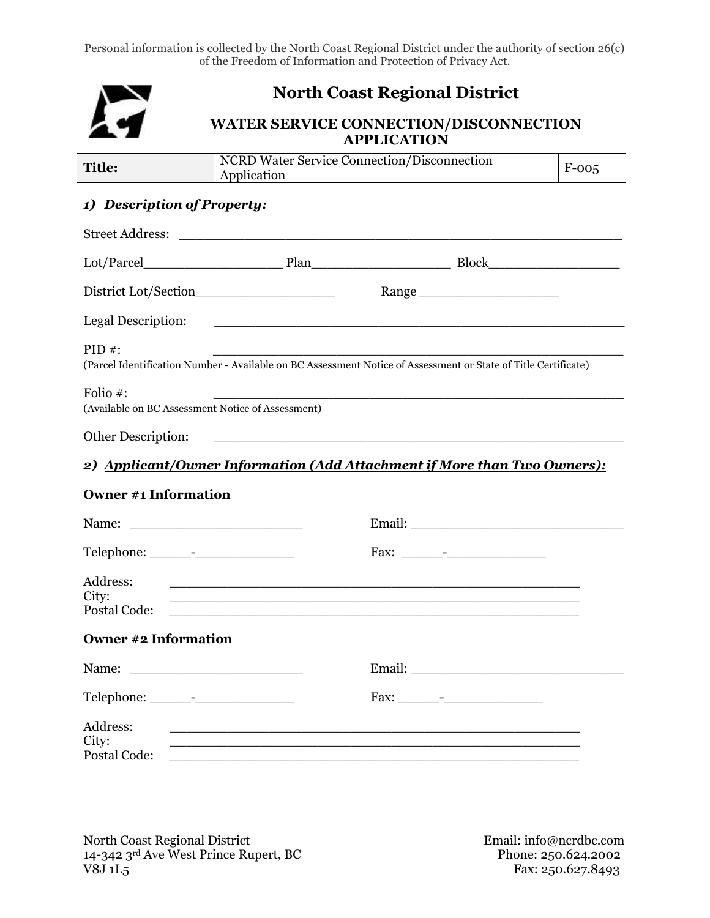Personal information is collected by the North Coast Regional District under the authority of section 26(c) of the Freedom of Information and Protection of Privacy Act.

# North Coast Regional District

## WATER SERVICE CONNECTION/DISCONNECTION APPLICATION

| **Title:** | NCRD Water Service Connection/Disconnection Application | F-005 |
|---|---|---|

### 1) ***Description of Property:***

Street Address: ________________________________________________

Lot/Parcel________________ Plan________________ Block_______________

District Lot/Section________________ Range ________________

Legal Description: ________________________________________________

PID #: ________________________________________________
(Parcel Identification Number - Available on BC Assessment Notice of Assessment or State of Title Certificate)

Folio #: ________________________________________________
(Available on BC Assessment Notice of Assessment)

Other Description: ________________________________________________

### 2) ***Applicant/Owner Information (Add Attachment if More than Two Owners):***

**Owner #1 Information**

Name: ____________________ Email: ________________________

Telephone: _____-___________ Fax: _____-___________

Address: ________________________________________________
City: ________________________________________________
Postal Code: ________________________________________________

**Owner #2 Information**

Name: ____________________ Email: ________________________

Telephone: _____-___________ Fax: _____-___________

Address: ________________________________________________
City: ________________________________________________
Postal Code: ________________________________________________

North Coast Regional District
14-342 3rd Ave West Prince Rupert, BC
V8J 1L5

Email: info@ncrdbc.com
Phone: 250.624.2002
Fax: 250.627.8493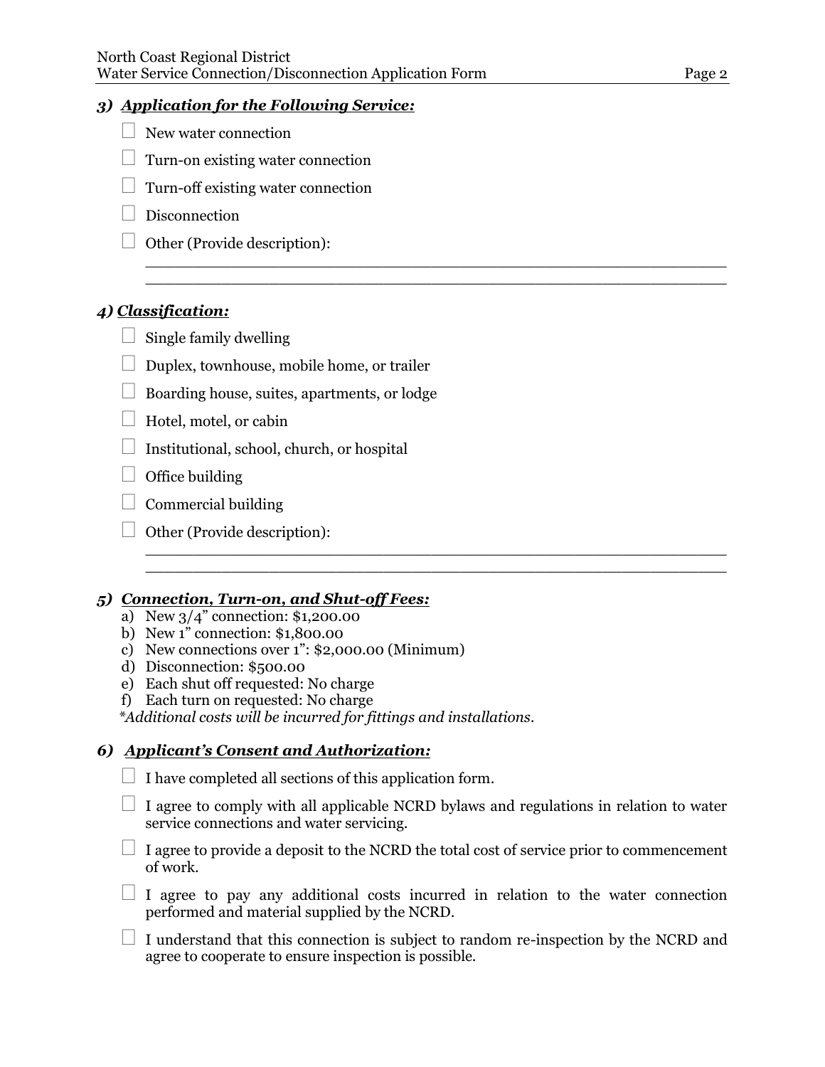### 3) ***Application for the Following Service:***

- ☐ New water connection
- ☐ Turn-on existing water connection
- ☐ Turn-off existing water connection
- ☐ Disconnection
- ☐ Other (Provide description):

  ______________________________________________________________

  ______________________________________________________________

### 4) ***Classification:***

- ☐ Single family dwelling
- ☐ Duplex, townhouse, mobile home, or trailer
- ☐ Boarding house, suites, apartments, or lodge
- ☐ Hotel, motel, or cabin
- ☐ Institutional, school, church, or hospital
- ☐ Office building
- ☐ Commercial building
- ☐ Other (Provide description):

  ______________________________________________________________

  ______________________________________________________________

### 5) ***Connection, Turn-on, and Shut-off Fees:***

a) New 3/4" connection: $1,200.00
b) New 1" connection: $1,800.00
c) New connections over 1": $2,000.00 (Minimum)
d) Disconnection: $500.00
e) Each shut off requested: No charge
f) Each turn on requested: No charge

*\*Additional costs will be incurred for fittings and installations.*

### 6) ***Applicant's Consent and Authorization:***

- ☐ I have completed all sections of this application form.
- ☐ I agree to comply with all applicable NCRD bylaws and regulations in relation to water service connections and water servicing.
- ☐ I agree to provide a deposit to the NCRD the total cost of service prior to commencement of work.
- ☐ I agree to pay any additional costs incurred in relation to the water connection performed and material supplied by the NCRD.
- ☐ I understand that this connection is subject to random re-inspection by the NCRD and agree to cooperate to ensure inspection is possible.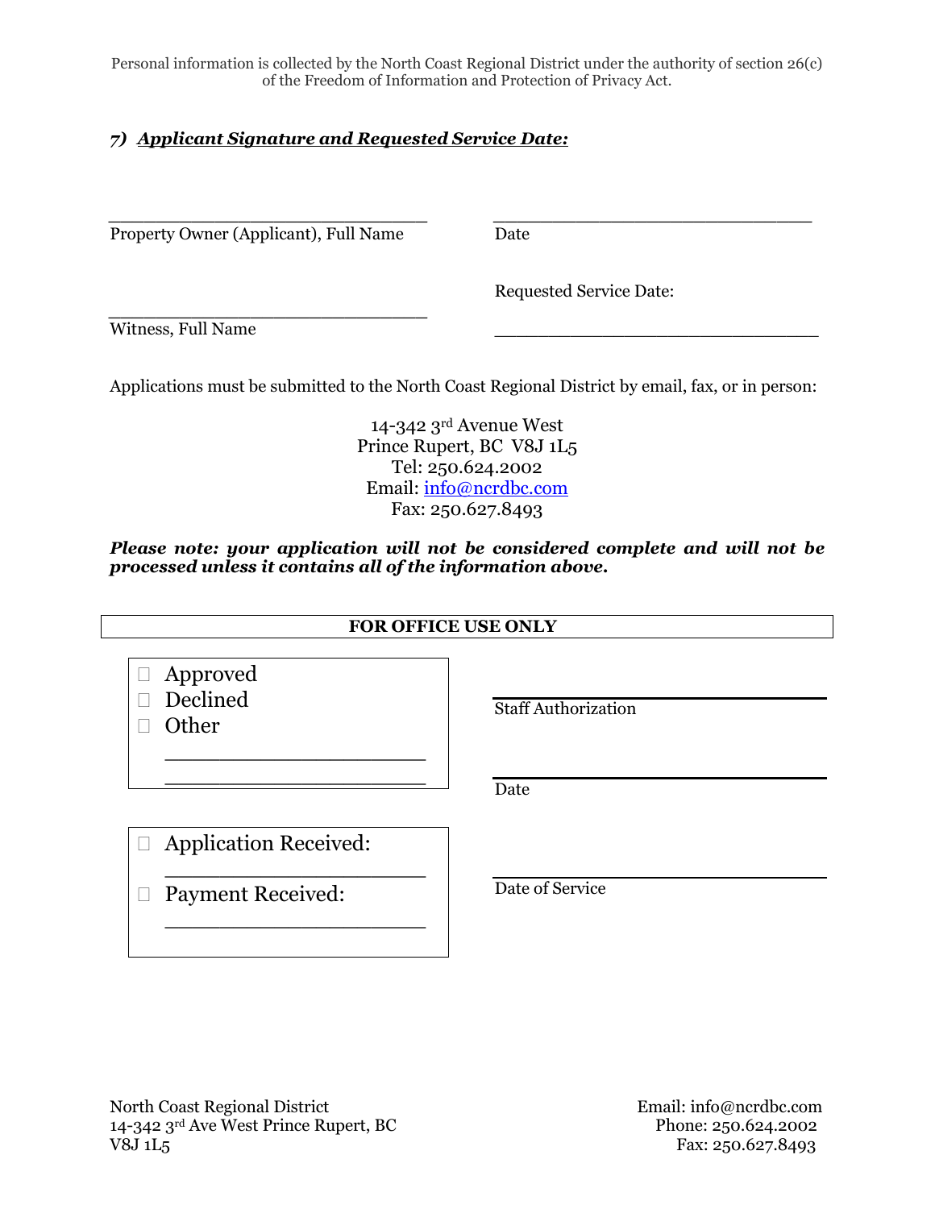Personal information is collected by the North Coast Regional District under the authority of section 26(c) of the Freedom of Information and Protection of Privacy Act.

### 7) ***Applicant Signature and Requested Service Date:***

_______________________________ Property Owner (Applicant), Full Name

_______________________________ Date

Requested Service Date:

_______________________________ Witness, Full Name

_______________________________

Applications must be submitted to the North Coast Regional District by email, fax, or in person:

14-342 3rd Avenue West
Prince Rupert, BC V8J 1L5
Tel: 250.624.2002
Email: info@ncrdbc.com
Fax: 250.627.8493

***Please note: your application will not be considered complete and will not be processed unless it contains all of the information above.***

**FOR OFFICE USE ONLY**

- ☐ Approved
- ☐ Declined
- ☐ Other

_____________________

_____________________

_______________________________ Staff Authorization

_______________________________ Date

- ☐ Application Received: _____________________
- ☐ Payment Received: _____________________

_______________________________ Date of Service